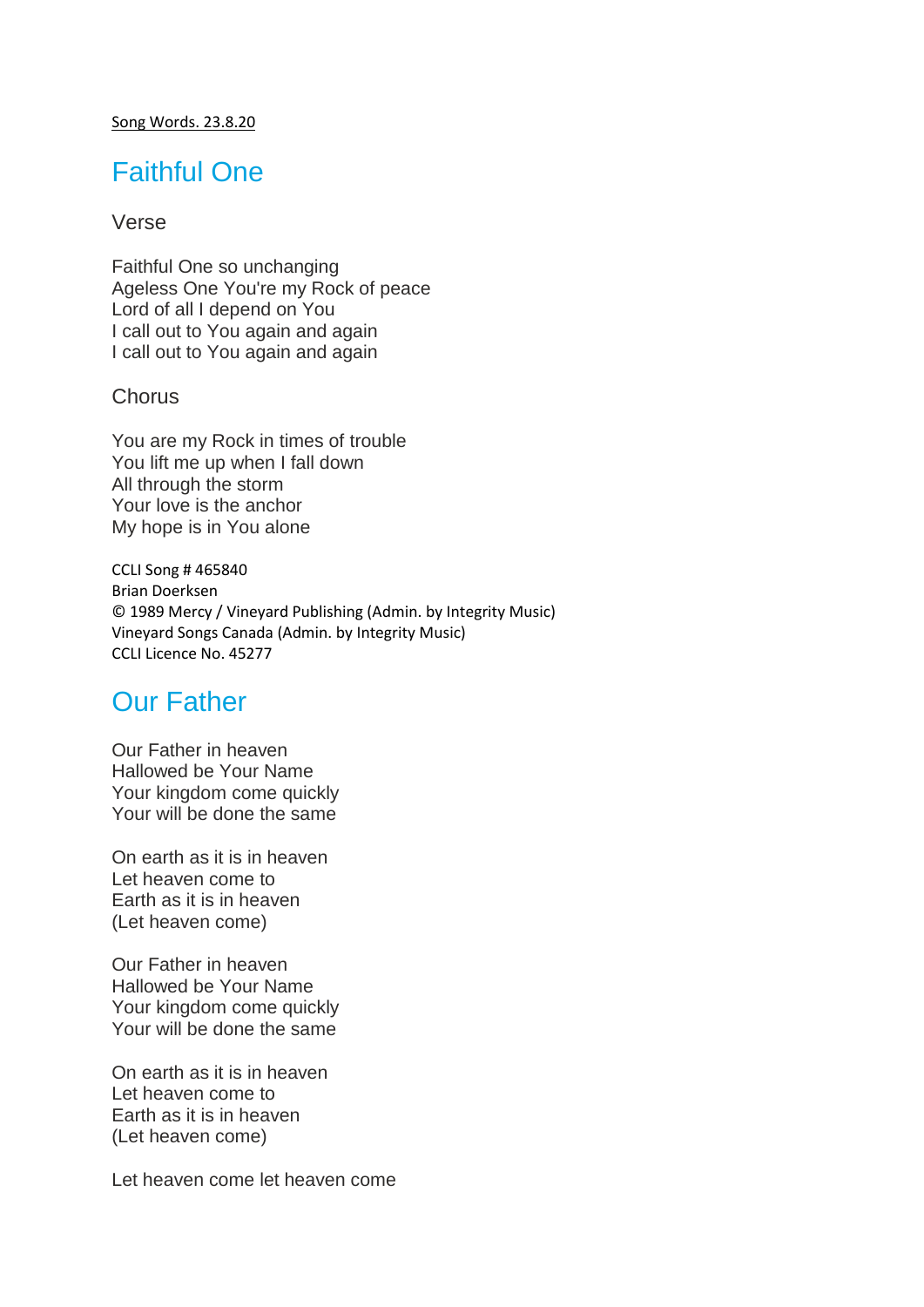Song Words. 23.8.20

# Faithful One

### Verse

Faithful One so unchanging
Ageless One You're my Rock of peace
Lord of all I depend on You
I call out to You again and again
I call out to You again and again

### Chorus

You are my Rock in times of trouble
You lift me up when I fall down
All through the storm
Your love is the anchor
My hope is in You alone

CCLI Song # 465840
Brian Doerksen
© 1989 Mercy / Vineyard Publishing (Admin. by Integrity Music)
Vineyard Songs Canada (Admin. by Integrity Music)
CCLI Licence No. 45277

# Our Father

Our Father in heaven
Hallowed be Your Name
Your kingdom come quickly
Your will be done the same

On earth as it is in heaven
Let heaven come to
Earth as it is in heaven
(Let heaven come)

Our Father in heaven
Hallowed be Your Name
Your kingdom come quickly
Your will be done the same

On earth as it is in heaven
Let heaven come to
Earth as it is in heaven
(Let heaven come)

Let heaven come let heaven come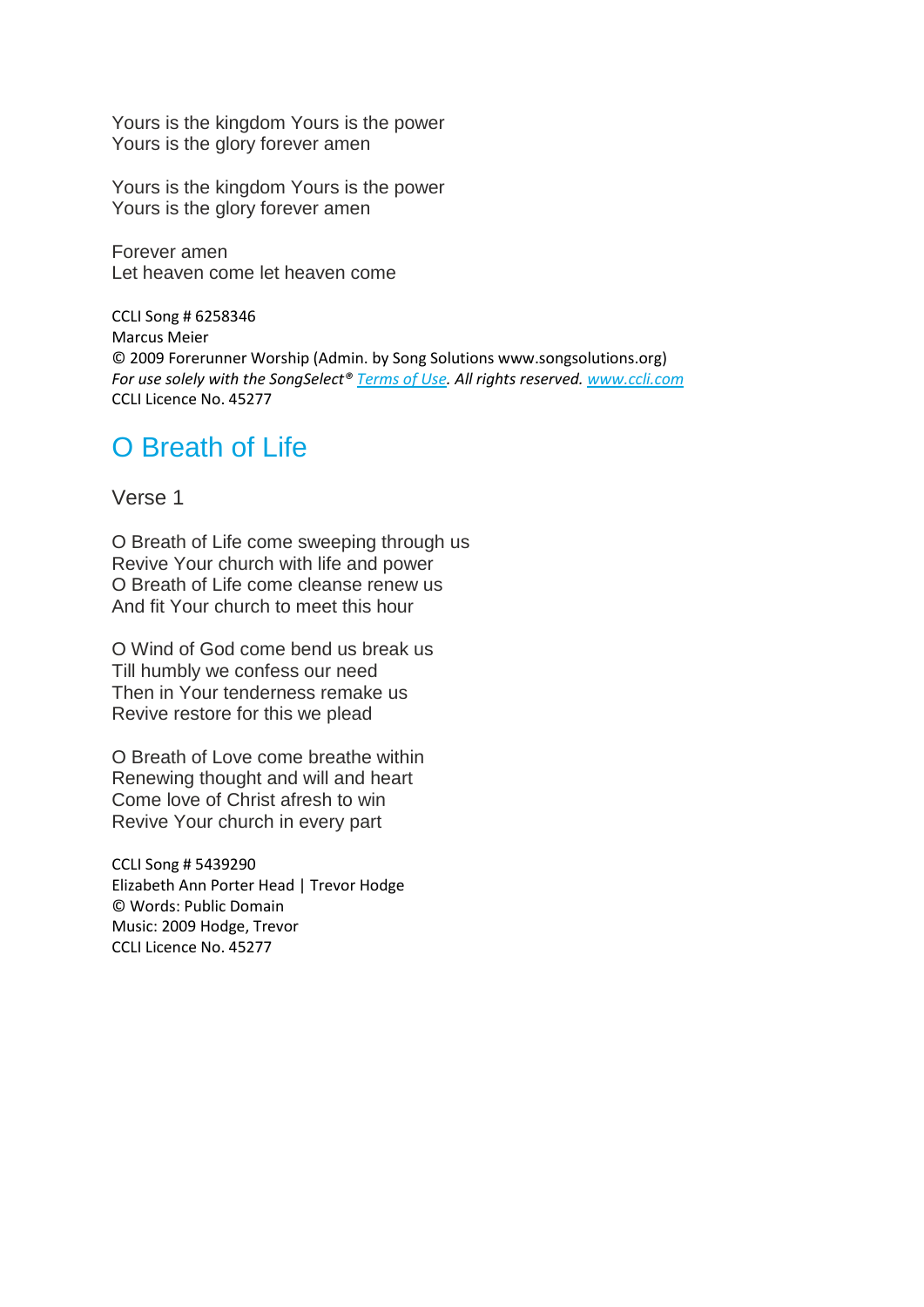Yours is the kingdom Yours is the power
Yours is the glory forever amen

Yours is the kingdom Yours is the power
Yours is the glory forever amen

Forever amen
Let heaven come let heaven come

CCLI Song # 6258346
Marcus Meier
© 2009 Forerunner Worship (Admin. by Song Solutions www.songsolutions.org)
*For use solely with the SongSelect® Terms of Use. All rights reserved. www.ccli.com*
CCLI Licence No. 45277

## O Breath of Life

Verse 1

O Breath of Life come sweeping through us
Revive Your church with life and power
O Breath of Life come cleanse renew us
And fit Your church to meet this hour

O Wind of God come bend us break us
Till humbly we confess our need
Then in Your tenderness remake us
Revive restore for this we plead

O Breath of Love come breathe within
Renewing thought and will and heart
Come love of Christ afresh to win
Revive Your church in every part

CCLI Song # 5439290
Elizabeth Ann Porter Head | Trevor Hodge
© Words: Public Domain
Music: 2009 Hodge, Trevor
CCLI Licence No. 45277